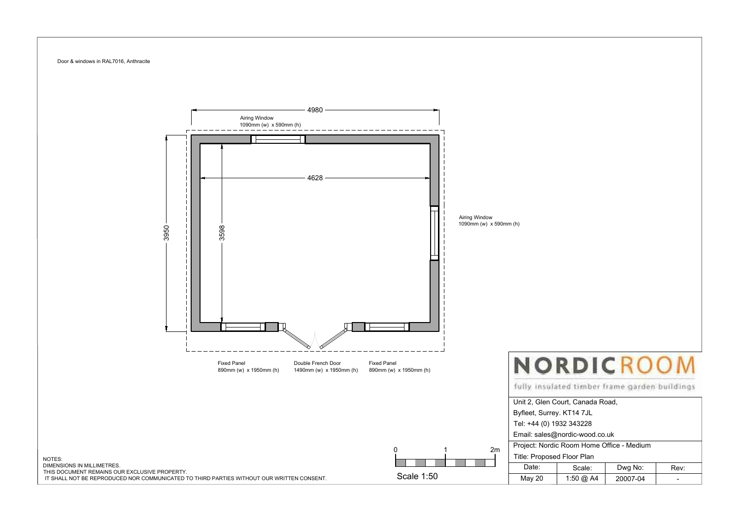Door & windows in RAL7016, Anthracite

4980

Airing Window
1090mm (w) x 590mm (h)

4628

3950

3598

Airing Window
1090mm (w) x 590mm (h)

Fixed Panel
890mm (w) x 1950mm (h)

Double French Door
1490mm (w) x 1950mm (h)

Fixed Panel
890mm (w) x 1950mm (h)

0 1 2m

Scale 1:50

NOTES:
DIMENSIONS IN MILLIMETRES.
THIS DOCUMENT REMAINS OUR EXCLUSIVE PROPERTY.
IT SHALL NOT BE REPRODUCED NOR COMMUNICATED TO THIRD PARTIES WITHOUT OUR WRITTEN CONSENT.

**NORDICROOM**

fully insulated timber frame garden buildings

Unit 2, Glen Court, Canada Road,
Byfleet, Surrey. KT14 7JL
Tel: +44 (0) 1932 343228
Email: sales@nordic-wood.co.uk

Project: Nordic Room Home Office - Medium
Title: Proposed Floor Plan

| Date: | Scale: | Dwg No: | Rev: |
| --- | --- | --- | --- |
| May 20 | 1:50 @ A4 | 20007-04 | - |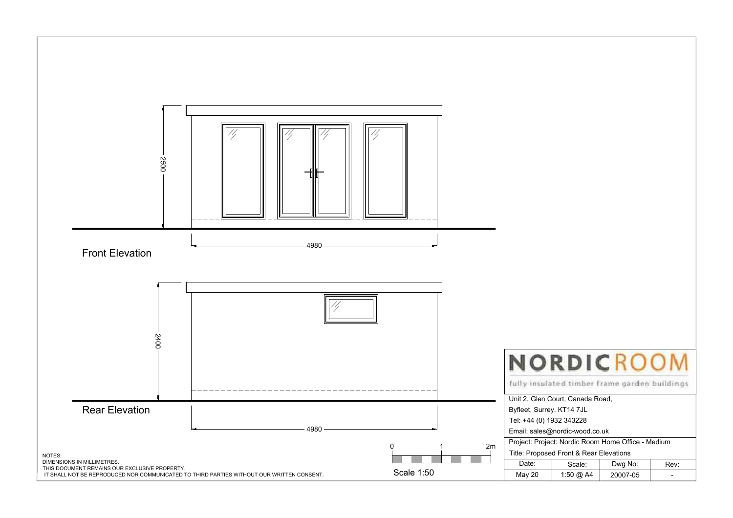## Front Elevation

2500

4980

## Rear Elevation

2400

4980

NOTES:
DIMENSIONS IN MILLIMETRES.
THIS DOCUMENT REMAINS OUR EXCLUSIVE PROPERTY.
IT SHALL NOT BE REPRODUCED NOR COMMUNICATED TO THIRD PARTIES WITHOUT OUR WRITTEN CONSENT.

0 1 2m

Scale 1:50

**NORDICROOM**

fully insulated timber frame garden buildings

Unit 2, Glen Court, Canada Road,
Byfleet, Surrey. KT14 7JL
Tel: +44 (0) 1932 343228
Email: sales@nordic-wood.co.uk

Project: Project: Nordic Room Home Office - Medium

Title: Proposed Front & Rear Elevations

| Date: | Scale: | Dwg No: | Rev: |
|---|---|---|---|
| May 20 | 1:50 @ A4 | 20007-05 | - |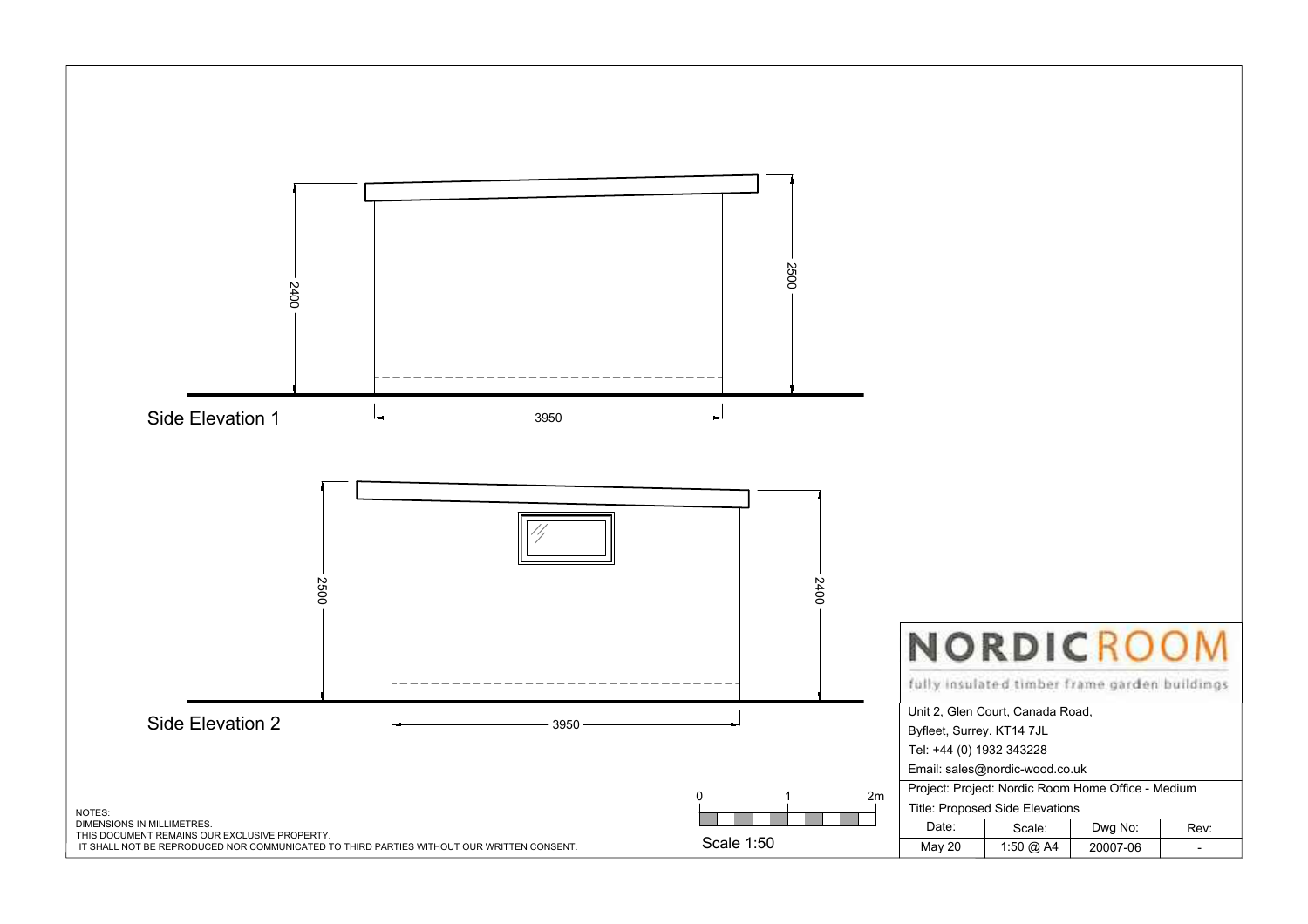Side Elevation 1

2400

2500

3950

Side Elevation 2

2500

2400

3950

0 1 2m

Scale 1:50

NOTES:
DIMENSIONS IN MILLIMETRES.
THIS DOCUMENT REMAINS OUR EXCLUSIVE PROPERTY.
IT SHALL NOT BE REPRODUCED NOR COMMUNICATED TO THIRD PARTIES WITHOUT OUR WRITTEN CONSENT.

**NORDICROOM**

fully insulated timber frame garden buildings

Unit 2, Glen Court, Canada Road,
Byfleet, Surrey. KT14 7JL
Tel: +44 (0) 1932 343228
Email: sales@nordic-wood.co.uk

Project: Project: Nordic Room Home Office - Medium

Title: Proposed Side Elevations

| Date: | Scale: | Dwg No: | Rev: |
|---|---|---|---|
| May 20 | 1:50 @ A4 | 20007-06 | - |